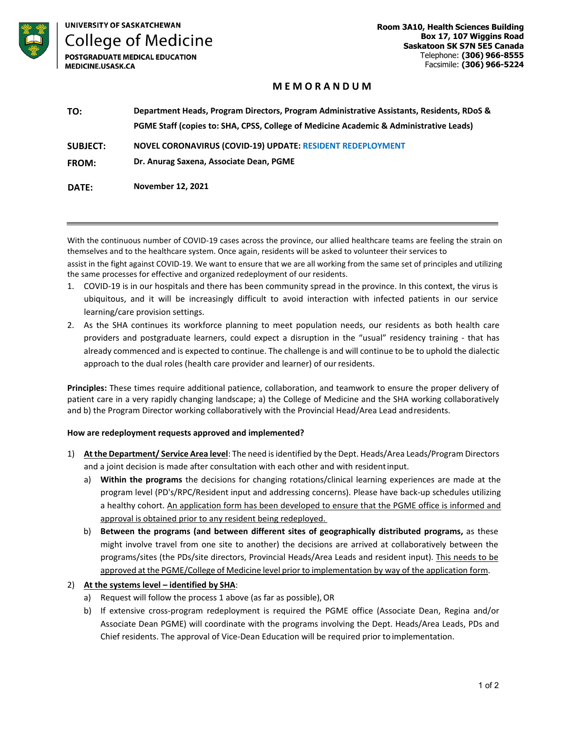**UNIVERSITY OF SASKATCHEWAN**
College of Medicine
**POSTGRADUATE MEDICAL EDUCATION**
**MEDICINE.USASK.CA**

**Room 3A10, Health Sciences Building**
**Box 17, 107 Wiggins Road**
**Saskatoon SK S7N 5E5 Canada**
Telephone: **(306) 966-8555**
Facsimile: **(306) 966-5224**

## M E M O R A N D U M

**TO:** **Department Heads, Program Directors, Program Administrative Assistants, Residents, RDoS & PGME Staff (copies to: SHA, CPSS, College of Medicine Academic & Administrative Leads)**

**SUBJECT:** **NOVEL CORONAVIRUS (COVID-19) UPDATE: RESIDENT REDEPLOYMENT**

**FROM:** **Dr. Anurag Saxena, Associate Dean, PGME**

**DATE:** **November 12, 2021**

---

With the continuous number of COVID-19 cases across the province, our allied healthcare teams are feeling the strain on themselves and to the healthcare system. Once again, residents will be asked to volunteer their services to assist in the fight against COVID-19. We want to ensure that we are all working from the same set of principles and utilizing the same processes for effective and organized redeployment of our residents.

1. COVID-19 is in our hospitals and there has been community spread in the province. In this context, the virus is ubiquitous, and it will be increasingly difficult to avoid interaction with infected patients in our service learning/care provision settings.
2. As the SHA continues its workforce planning to meet population needs, our residents as both health care providers and postgraduate learners, could expect a disruption in the "usual" residency training - that has already commenced and is expected to continue. The challenge is and will continue to be to uphold the dialectic approach to the dual roles (health care provider and learner) of our residents.

**Principles:** These times require additional patience, collaboration, and teamwork to ensure the proper delivery of patient care in a very rapidly changing landscape; a) the College of Medicine and the SHA working collaboratively and b) the Program Director working collaboratively with the Provincial Head/Area Lead and residents.

**How are redeployment requests approved and implemented?**

1) **At the Department/ Service Area level**: The need is identified by the Dept. Heads/Area Leads/Program Directors and a joint decision is made after consultation with each other and with resident input.
   a) **Within the programs** the decisions for changing rotations/clinical learning experiences are made at the program level (PD's/RPC/Resident input and addressing concerns). Please have back-up schedules utilizing a healthy cohort. An application form has been developed to ensure that the PGME office is informed and approval is obtained prior to any resident being redeployed.
   b) **Between the programs (and between different sites of geographically distributed programs,** as these might involve travel from one site to another) the decisions are arrived at collaboratively between the programs/sites (the PDs/site directors, Provincial Heads/Area Leads and resident input). This needs to be approved at the PGME/College of Medicine level prior to implementation by way of the application form.
2) **At the systems level – identified by SHA**:
   a) Request will follow the process 1 above (as far as possible), OR
   b) If extensive cross-program redeployment is required the PGME office (Associate Dean, Regina and/or Associate Dean PGME) will coordinate with the programs involving the Dept. Heads/Area Leads, PDs and Chief residents. The approval of Vice-Dean Education will be required prior to implementation.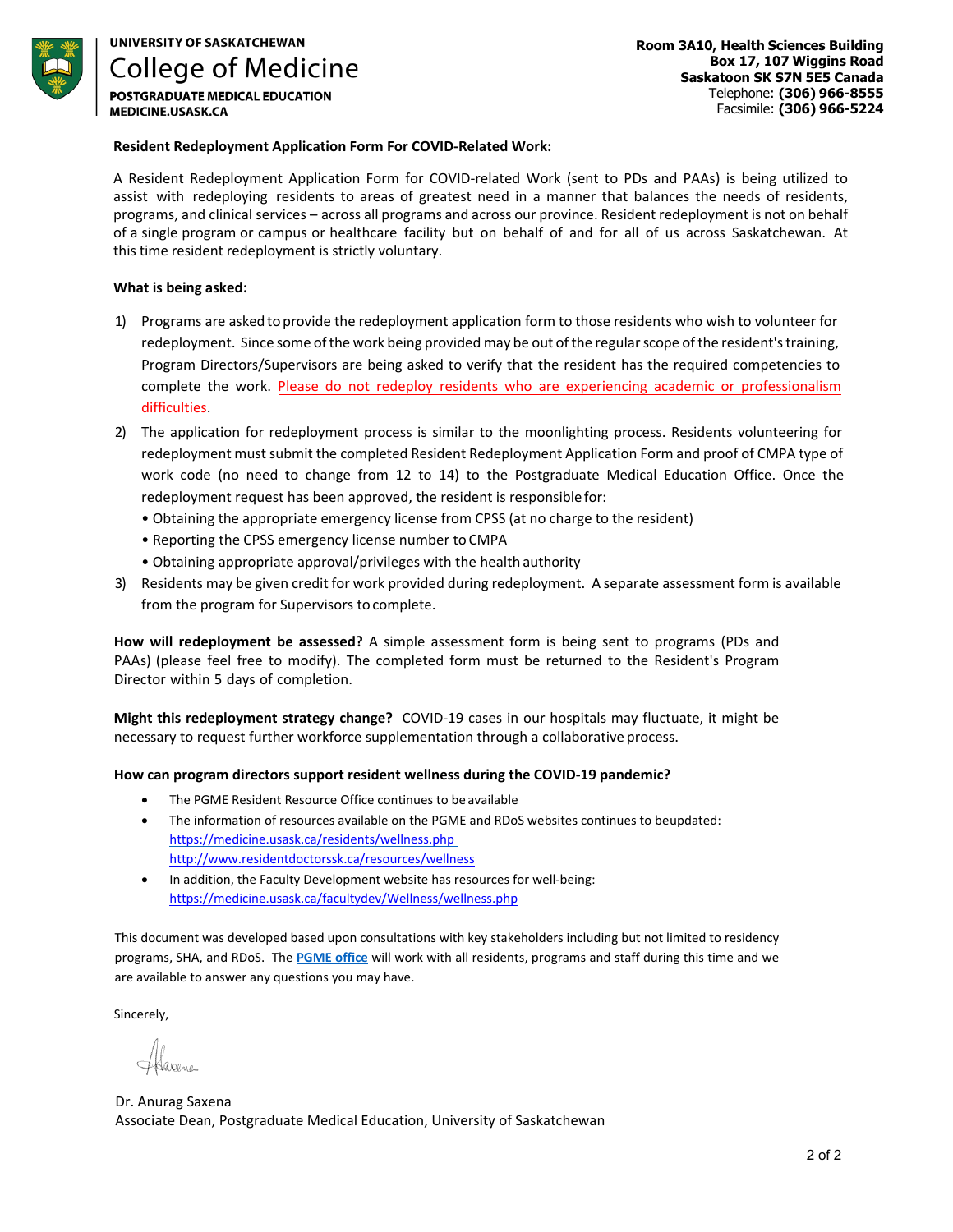UNIVERSITY OF SASKATCHEWAN
College of Medicine
POSTGRADUATE MEDICAL EDUCATION
MEDICINE.USASK.CA

**Room 3A10, Health Sciences Building**
**Box 17, 107 Wiggins Road**
**Saskatoon SK S7N 5E5 Canada**
Telephone: **(306) 966-8555**
Facsimile: **(306) 966-5224**

**Resident Redeployment Application Form For COVID-Related Work:**

A Resident Redeployment Application Form for COVID-related Work (sent to PDs and PAAs) is being utilized to assist with redeploying residents to areas of greatest need in a manner that balances the needs of residents, programs, and clinical services – across all programs and across our province. Resident redeployment is not on behalf of a single program or campus or healthcare facility but on behalf of and for all of us across Saskatchewan. At this time resident redeployment is strictly voluntary.

**What is being asked:**

1) Programs are asked to provide the redeployment application form to those residents who wish to volunteer for redeployment. Since some of the work being provided may be out of the regular scope of the resident's training, Program Directors/Supervisors are being asked to verify that the resident has the required competencies to complete the work. Please do not redeploy residents who are experiencing academic or professionalism difficulties.
2) The application for redeployment process is similar to the moonlighting process. Residents volunteering for redeployment must submit the completed Resident Redeployment Application Form and proof of CMPA type of work code (no need to change from 12 to 14) to the Postgraduate Medical Education Office. Once the redeployment request has been approved, the resident is responsible for:
   - Obtaining the appropriate emergency license from CPSS (at no charge to the resident)
   - Reporting the CPSS emergency license number to CMPA
   - Obtaining appropriate approval/privileges with the health authority
3) Residents may be given credit for work provided during redeployment. A separate assessment form is available from the program for Supervisors to complete.

**How will redeployment be assessed?** A simple assessment form is being sent to programs (PDs and PAAs) (please feel free to modify). The completed form must be returned to the Resident's Program Director within 5 days of completion.

**Might this redeployment strategy change?** COVID-19 cases in our hospitals may fluctuate, it might be necessary to request further workforce supplementation through a collaborative process.

**How can program directors support resident wellness during the COVID-19 pandemic?**

- The PGME Resident Resource Office continues to be available
- The information of resources available on the PGME and RDoS websites continues to beupdated:
  https://medicine.usask.ca/residents/wellness.php
  http://www.residentdoctorssk.ca/resources/wellness
- In addition, the Faculty Development website has resources for well-being:
  https://medicine.usask.ca/facultydev/Wellness/wellness.php

This document was developed based upon consultations with key stakeholders including but not limited to residency programs, SHA, and RDoS. The **PGME office** will work with all residents, programs and staff during this time and we are available to answer any questions you may have.

Sincerely,

Dr. Anurag Saxena
Associate Dean, Postgraduate Medical Education, University of Saskatchewan